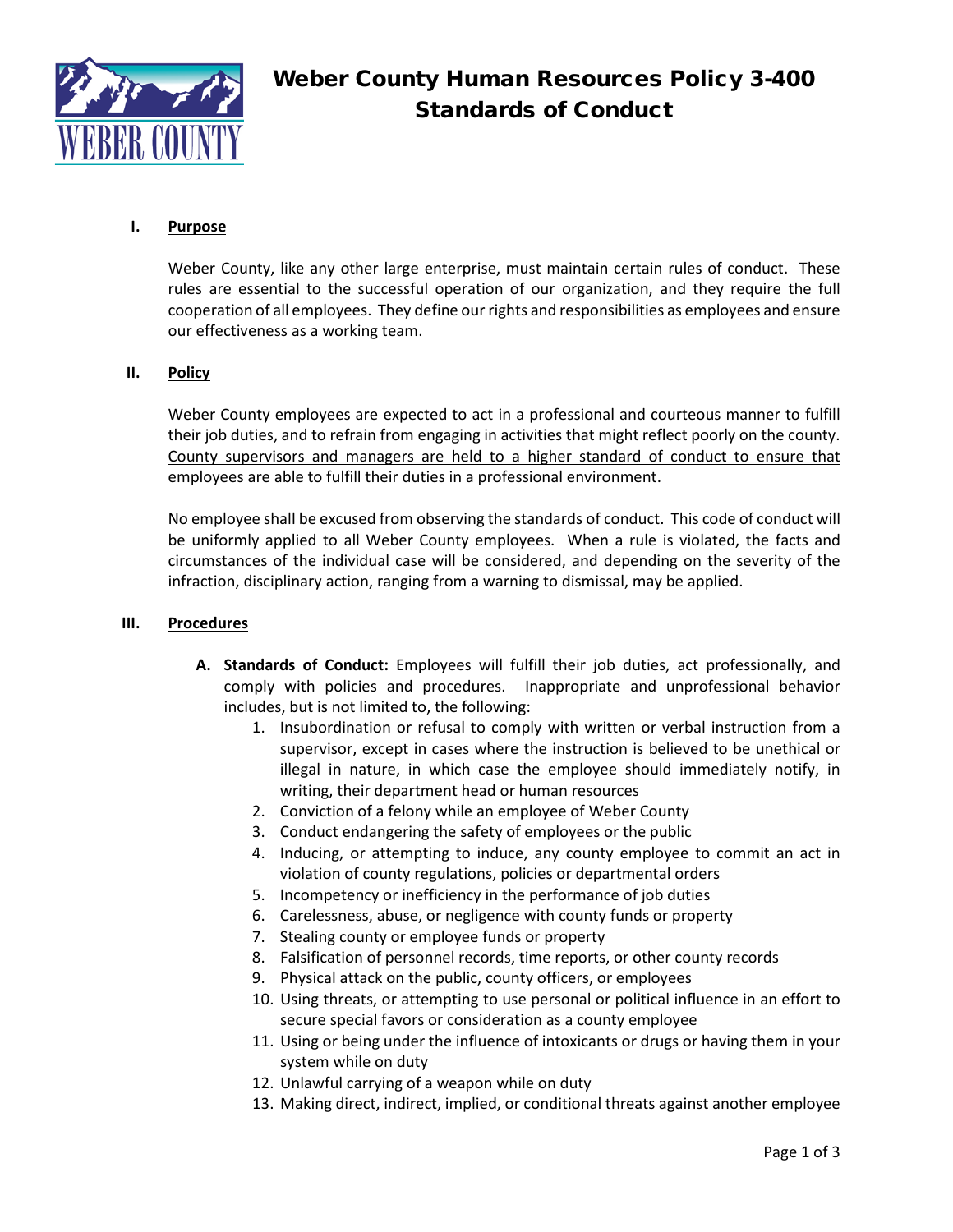# Weber County Human Resources Policy 3-400 Standards of Conduct

## I. Purpose

Weber County, like any other large enterprise, must maintain certain rules of conduct. These rules are essential to the successful operation of our organization, and they require the full cooperation of all employees. They define our rights and responsibilities as employees and ensure our effectiveness as a working team.

## II. Policy

Weber County employees are expected to act in a professional and courteous manner to fulfill their job duties, and to refrain from engaging in activities that might reflect poorly on the county. <u>County supervisors and managers are held to a higher standard of conduct to ensure that employees are able to fulfill their duties in a professional environment</u>.

No employee shall be excused from observing the standards of conduct. This code of conduct will be uniformly applied to all Weber County employees. When a rule is violated, the facts and circumstances of the individual case will be considered, and depending on the severity of the infraction, disciplinary action, ranging from a warning to dismissal, may be applied.

## III. Procedures

A. **Standards of Conduct:** Employees will fulfill their job duties, act professionally, and comply with policies and procedures. Inappropriate and unprofessional behavior includes, but is not limited to, the following:
   1. Insubordination or refusal to comply with written or verbal instruction from a supervisor, except in cases where the instruction is believed to be unethical or illegal in nature, in which case the employee should immediately notify, in writing, their department head or human resources
   2. Conviction of a felony while an employee of Weber County
   3. Conduct endangering the safety of employees or the public
   4. Inducing, or attempting to induce, any county employee to commit an act in violation of county regulations, policies or departmental orders
   5. Incompetency or inefficiency in the performance of job duties
   6. Carelessness, abuse, or negligence with county funds or property
   7. Stealing county or employee funds or property
   8. Falsification of personnel records, time reports, or other county records
   9. Physical attack on the public, county officers, or employees
   10. Using threats, or attempting to use personal or political influence in an effort to secure special favors or consideration as a county employee
   11. Using or being under the influence of intoxicants or drugs or having them in your system while on duty
   12. Unlawful carrying of a weapon while on duty
   13. Making direct, indirect, implied, or conditional threats against another employee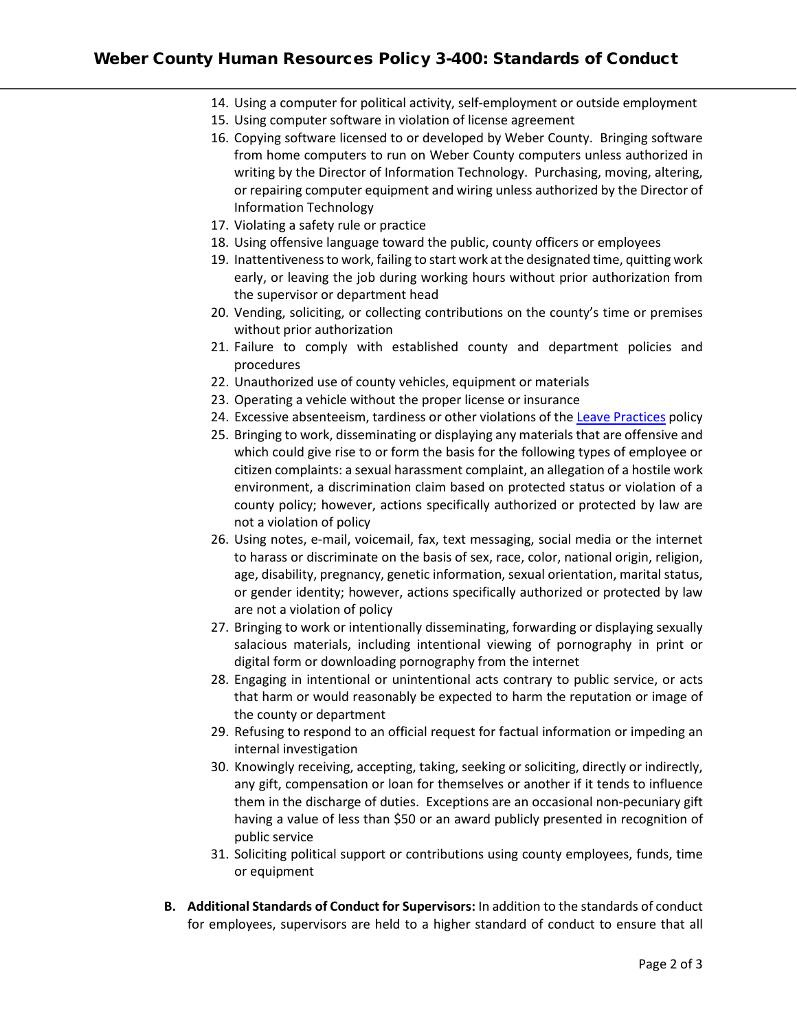14. Using a computer for political activity, self-employment or outside employment
15. Using computer software in violation of license agreement
16. Copying software licensed to or developed by Weber County. Bringing software from home computers to run on Weber County computers unless authorized in writing by the Director of Information Technology. Purchasing, moving, altering, or repairing computer equipment and wiring unless authorized by the Director of Information Technology
17. Violating a safety rule or practice
18. Using offensive language toward the public, county officers or employees
19. Inattentiveness to work, failing to start work at the designated time, quitting work early, or leaving the job during working hours without prior authorization from the supervisor or department head
20. Vending, soliciting, or collecting contributions on the county's time or premises without prior authorization
21. Failure to comply with established county and department policies and procedures
22. Unauthorized use of county vehicles, equipment or materials
23. Operating a vehicle without the proper license or insurance
24. Excessive absenteeism, tardiness or other violations of the Leave Practices policy
25. Bringing to work, disseminating or displaying any materials that are offensive and which could give rise to or form the basis for the following types of employee or citizen complaints: a sexual harassment complaint, an allegation of a hostile work environment, a discrimination claim based on protected status or violation of a county policy; however, actions specifically authorized or protected by law are not a violation of policy
26. Using notes, e-mail, voicemail, fax, text messaging, social media or the internet to harass or discriminate on the basis of sex, race, color, national origin, religion, age, disability, pregnancy, genetic information, sexual orientation, marital status, or gender identity; however, actions specifically authorized or protected by law are not a violation of policy
27. Bringing to work or intentionally disseminating, forwarding or displaying sexually salacious materials, including intentional viewing of pornography in print or digital form or downloading pornography from the internet
28. Engaging in intentional or unintentional acts contrary to public service, or acts that harm or would reasonably be expected to harm the reputation or image of the county or department
29. Refusing to respond to an official request for factual information or impeding an internal investigation
30. Knowingly receiving, accepting, taking, seeking or soliciting, directly or indirectly, any gift, compensation or loan for themselves or another if it tends to influence them in the discharge of duties. Exceptions are an occasional non-pecuniary gift having a value of less than $50 or an award publicly presented in recognition of public service
31. Soliciting political support or contributions using county employees, funds, time or equipment

**B. Additional Standards of Conduct for Supervisors:** In addition to the standards of conduct for employees, supervisors are held to a higher standard of conduct to ensure that all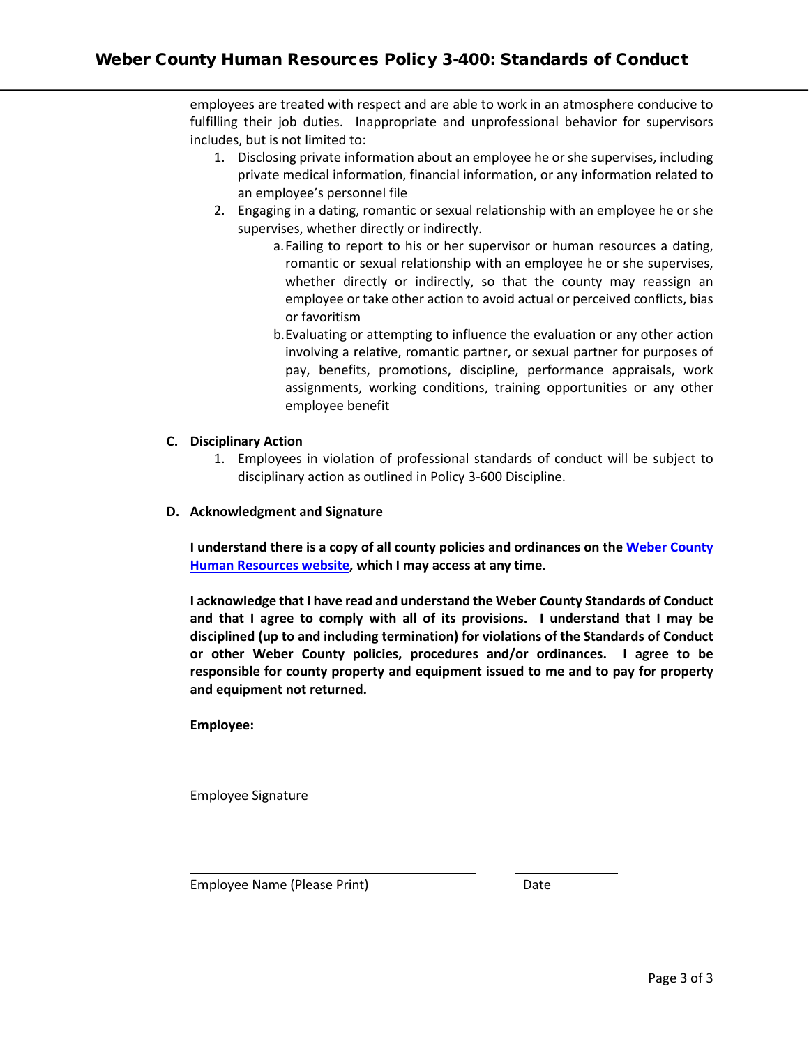employees are treated with respect and are able to work in an atmosphere conducive to fulfilling their job duties. Inappropriate and unprofessional behavior for supervisors includes, but is not limited to:

1. Disclosing private information about an employee he or she supervises, including private medical information, financial information, or any information related to an employee's personnel file
2. Engaging in a dating, romantic or sexual relationship with an employee he or she supervises, whether directly or indirectly.
    a. Failing to report to his or her supervisor or human resources a dating, romantic or sexual relationship with an employee he or she supervises, whether directly or indirectly, so that the county may reassign an employee or take other action to avoid actual or perceived conflicts, bias or favoritism
    b. Evaluating or attempting to influence the evaluation or any other action involving a relative, romantic partner, or sexual partner for purposes of pay, benefits, promotions, discipline, performance appraisals, work assignments, working conditions, training opportunities or any other employee benefit

**C. Disciplinary Action**

1. Employees in violation of professional standards of conduct will be subject to disciplinary action as outlined in Policy 3-600 Discipline.

**D. Acknowledgment and Signature**

**I understand there is a copy of all county policies and ordinances on the Weber County Human Resources website, which I may access at any time.**

**I acknowledge that I have read and understand the Weber County Standards of Conduct and that I agree to comply with all of its provisions. I understand that I may be disciplined (up to and including termination) for violations of the Standards of Conduct or other Weber County policies, procedures and/or ordinances. I agree to be responsible for county property and equipment issued to me and to pay for property and equipment not returned.**

**Employee:**

\_\_\_\_\_\_\_\_\_\_\_\_\_\_\_\_\_\_\_\_\_\_\_\_\_\_\_\_\_\_\_\_\_\_\_\_\_\_\_\_

Employee Signature

\_\_\_\_\_\_\_\_\_\_\_\_\_\_\_\_\_\_\_\_\_\_\_\_\_\_\_\_\_\_\_\_\_\_\_\_\_\_\_\_ \_\_\_\_\_\_\_\_\_\_\_\_\_\_\_

Employee Name (Please Print) Date